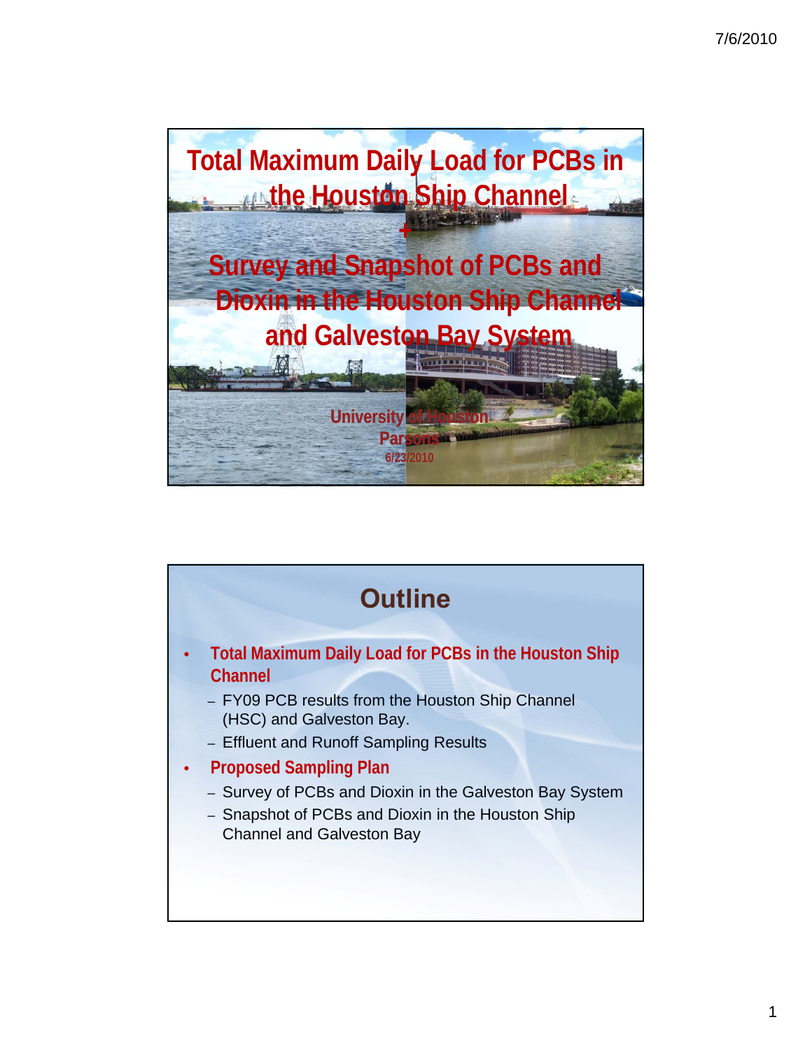# Total Maximum Daily Load for PCBs in the Houston Ship Channel

+

# Survey and Snapshot of PCBs and Dioxin in the Houston Ship Channel and Galveston Bay System

University of Houston
Parsons
6/23/2010

## Outline

- **Total Maximum Daily Load for PCBs in the Houston Ship Channel**
  - FY09 PCB results from the Houston Ship Channel (HSC) and Galveston Bay.
  - Effluent and Runoff Sampling Results
- **Proposed Sampling Plan**
  - Survey of PCBs and Dioxin in the Galveston Bay System
  - Snapshot of PCBs and Dioxin in the Houston Ship Channel and Galveston Bay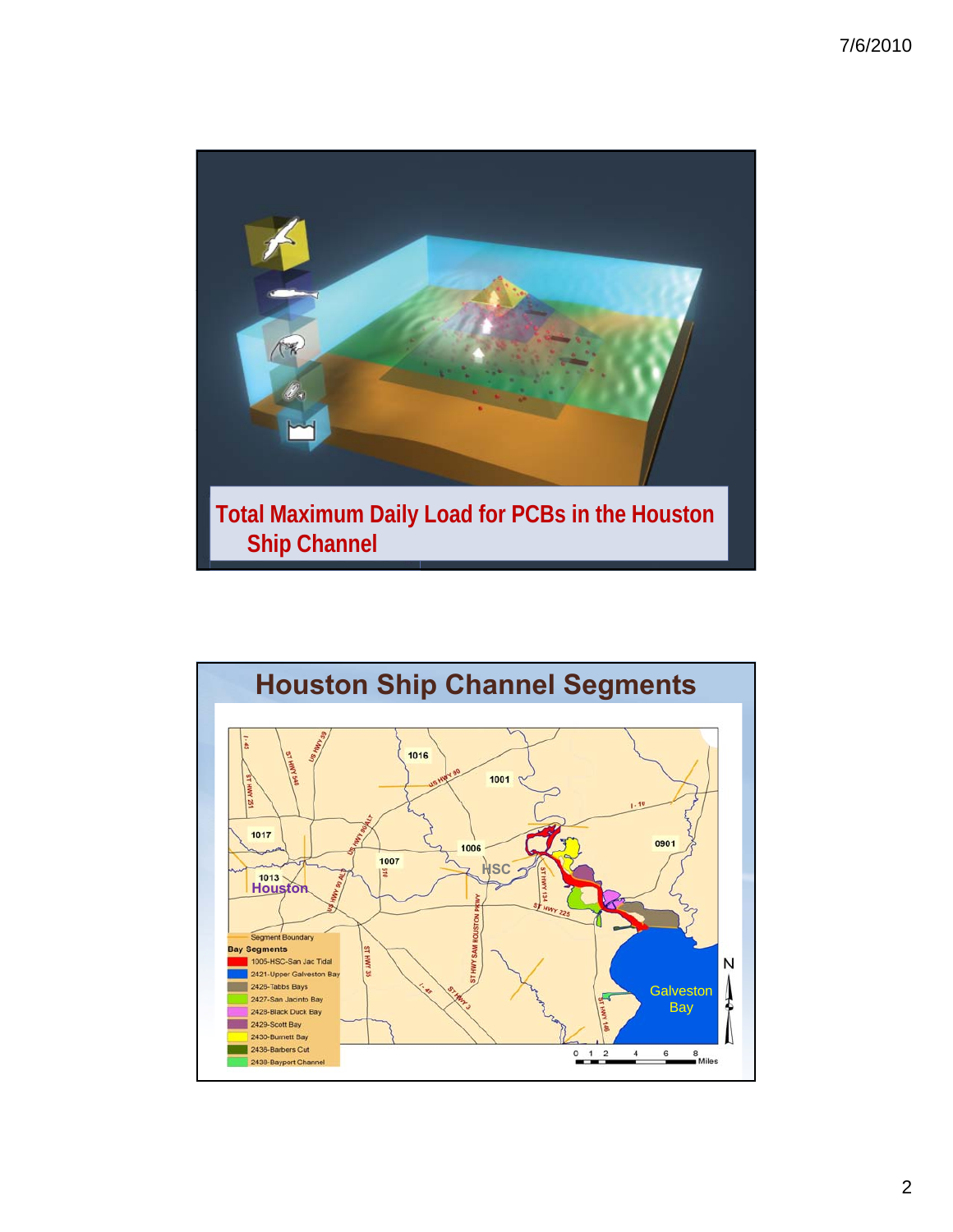## Total Maximum Daily Load for PCBs in the Houston Ship Channel

## Houston Ship Channel Segments

Segment Boundary

**Bay Segments**

- 1005-HSC-San Jac Tidal
- 2421-Upper Galveston Bay
- 2426-Tabbs Bays
- 2427-San Jacinto Bay
- 2428-Black Duck Bay
- 2429-Scott Bay
- 2430-Burnett Bay
- 2436-Barbers Cut
- 2438-Bayport Channel

1016, 1001, 1017, 1006, 1007, 1013, 0901, HSC, Houston, Galveston Bay

0 1 2 4 6 8 Miles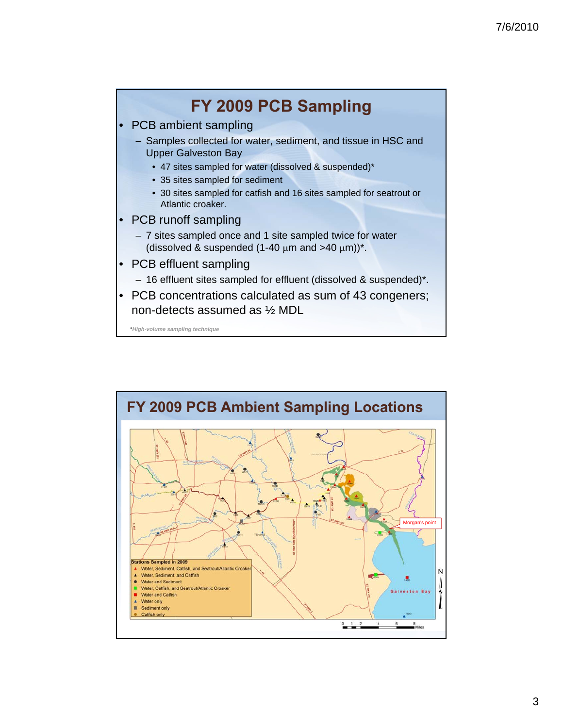# FY 2009 PCB Sampling

- PCB ambient sampling
  - Samples collected for water, sediment, and tissue in HSC and Upper Galveston Bay
    - 47 sites sampled for water (dissolved & suspended)*
    - 35 sites sampled for sediment
    - 30 sites sampled for catfish and 16 sites sampled for seatrout or Atlantic croaker.
- PCB runoff sampling
  - 7 sites sampled once and 1 site sampled twice for water (dissolved & suspended (1-40 μm and >40 μm))*.
- PCB effluent sampling
  - 16 effluent sites sampled for effluent (dissolved & suspended)*.
- PCB concentrations calculated as sum of 43 congeners; non-detects assumed as ½ MDL

**High-volume sampling technique*

# FY 2009 PCB Ambient Sampling Locations

Morgan's point

Galveston Bay

**Stations Sampled in 2009**

- Water, Sediment, Catfish, and Seatrout/Atlantic Croaker
- Water, Sediment, and Catfish
- Water and Sediment
- Water, Catfish, and Seatrout/Atlantic Croaker
- Water and Catfish
- Water only
- Sediment only
- Catfish only

0 1 2 4 6 8 Miles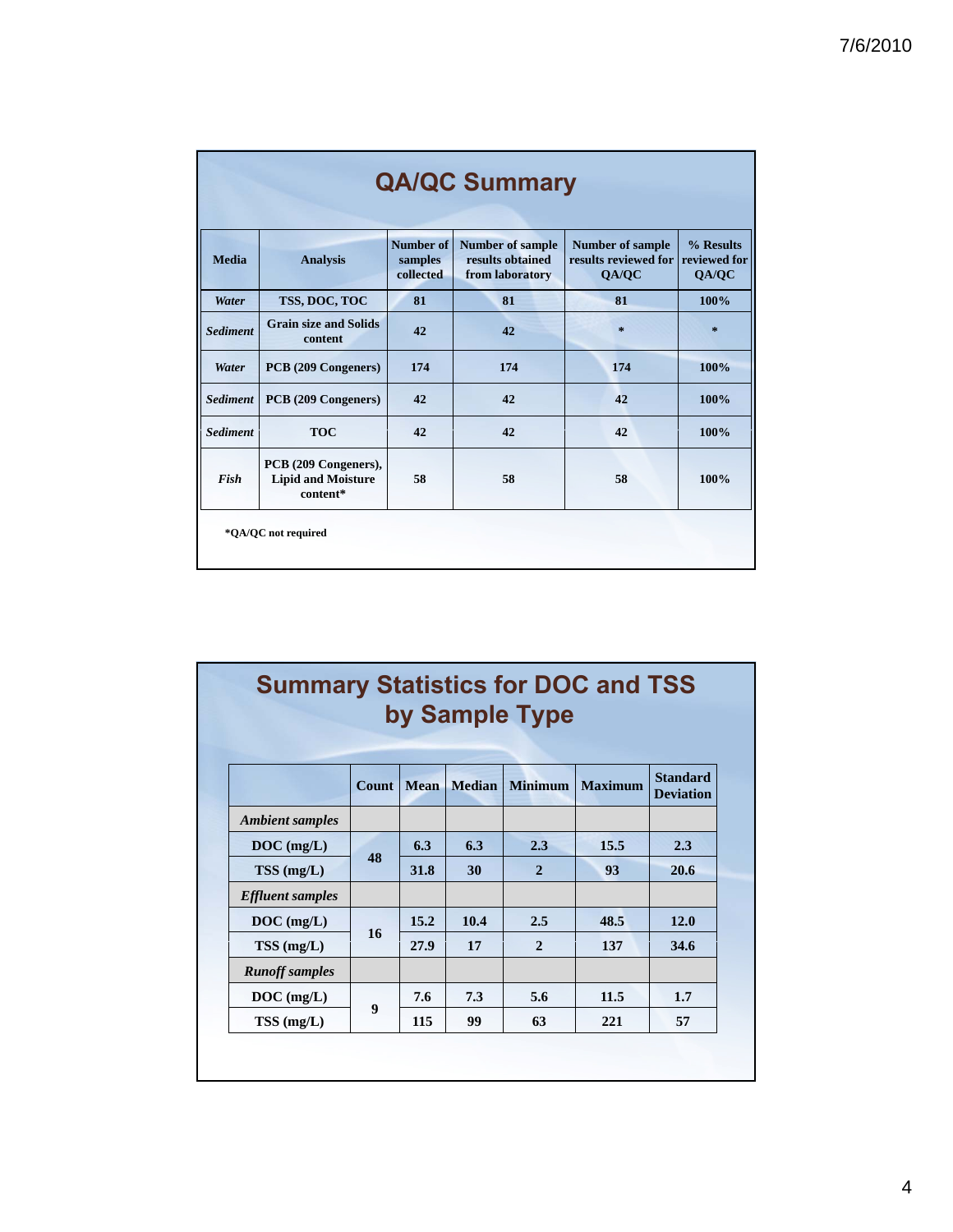## QA/QC Summary

| Media | Analysis | Number of samples collected | Number of sample results obtained from laboratory | Number of sample results reviewed for QA/QC | % Results reviewed for QA/QC |
|---|---|---|---|---|---|
| *Water* | TSS, DOC, TOC | 81 | 81 | 81 | 100% |
| *Sediment* | Grain size and Solids content | 42 | 42 | * | * |
| *Water* | PCB (209 Congeners) | 174 | 174 | 174 | 100% |
| *Sediment* | PCB (209 Congeners) | 42 | 42 | 42 | 100% |
| *Sediment* | TOC | 42 | 42 | 42 | 100% |
| *Fish* | PCB (209 Congeners), Lipid and Moisture content* | 58 | 58 | 58 | 100% |

*QA/QC not required

## Summary Statistics for DOC and TSS by Sample Type

| | Count | Mean | Median | Minimum | Maximum | Standard Deviation |
|---|---|---|---|---|---|---|
| *Ambient samples* | | | | | | |
| DOC (mg/L) | 48 | 6.3 | 6.3 | 2.3 | 15.5 | 2.3 |
| TSS (mg/L) | | 31.8 | 30 | 2 | 93 | 20.6 |
| *Effluent samples* | | | | | | |
| DOC (mg/L) | 16 | 15.2 | 10.4 | 2.5 | 48.5 | 12.0 |
| TSS (mg/L) | | 27.9 | 17 | 2 | 137 | 34.6 |
| *Runoff samples* | | | | | | |
| DOC (mg/L) | 9 | 7.6 | 7.3 | 5.6 | 11.5 | 1.7 |
| TSS (mg/L) | | 115 | 99 | 63 | 221 | 57 |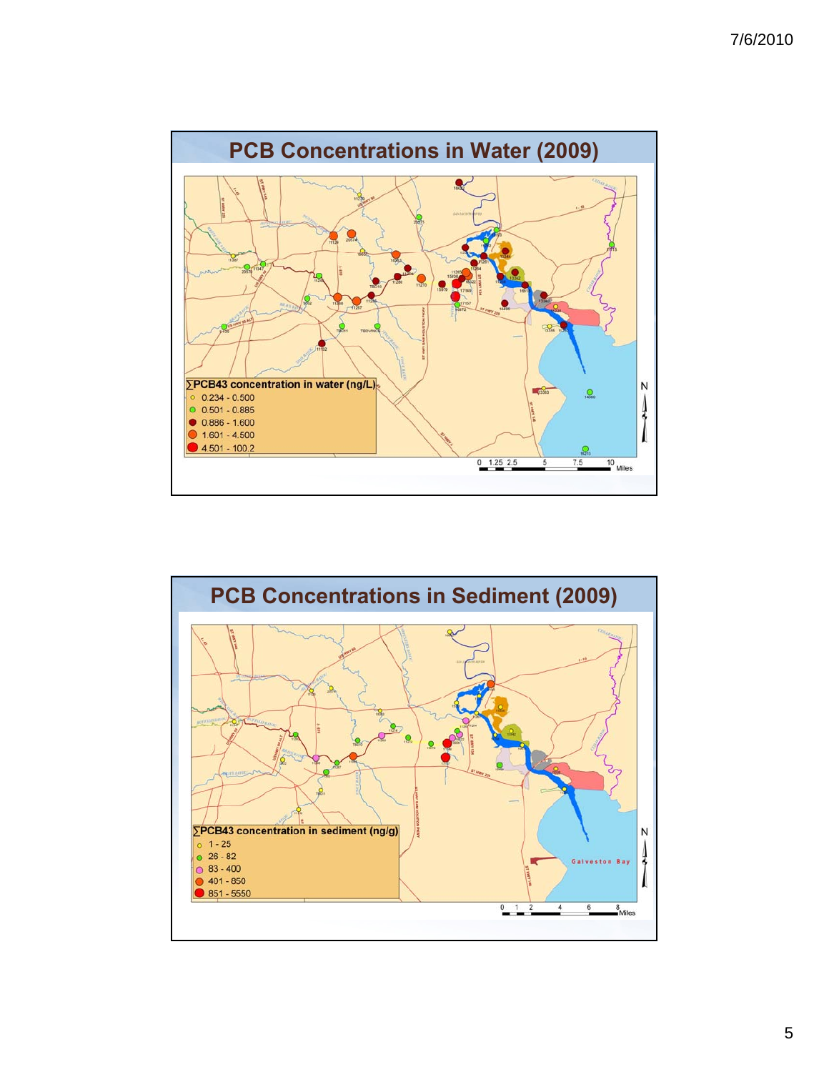## PCB Concentrations in Water (2009)

∑PCB43 concentration in water (ng/L)

- 0.234 - 0.500
- 0.501 - 0.885
- 0.886 - 1.600
- 1.601 - 4.500
- 4.501 - 100.2

## PCB Concentrations in Sediment (2009)

∑PCB43 concentration in sediment (ng/g)

- 1 - 25
- 26 - 82
- 83 - 400
- 401 - 850
- 851 - 5550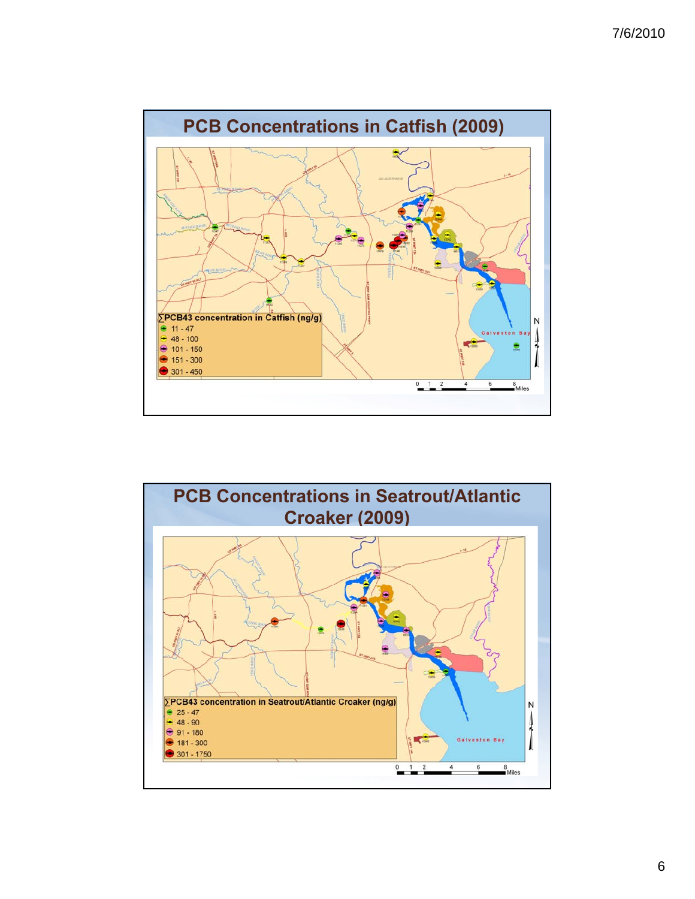## PCB Concentrations in Catfish (2009)

∑PCB43 concentration in Catfish (ng/g)

- 11 - 47
- 48 - 100
- 101 - 150
- 151 - 300
- 301 - 450

## PCB Concentrations in Seatrout/Atlantic Croaker (2009)

∑PCB43 concentration in Seatrout/Atlantic Croaker (ng/g)

- 25 - 47
- 48 - 90
- 91 - 180
- 181 - 300
- 301 - 1750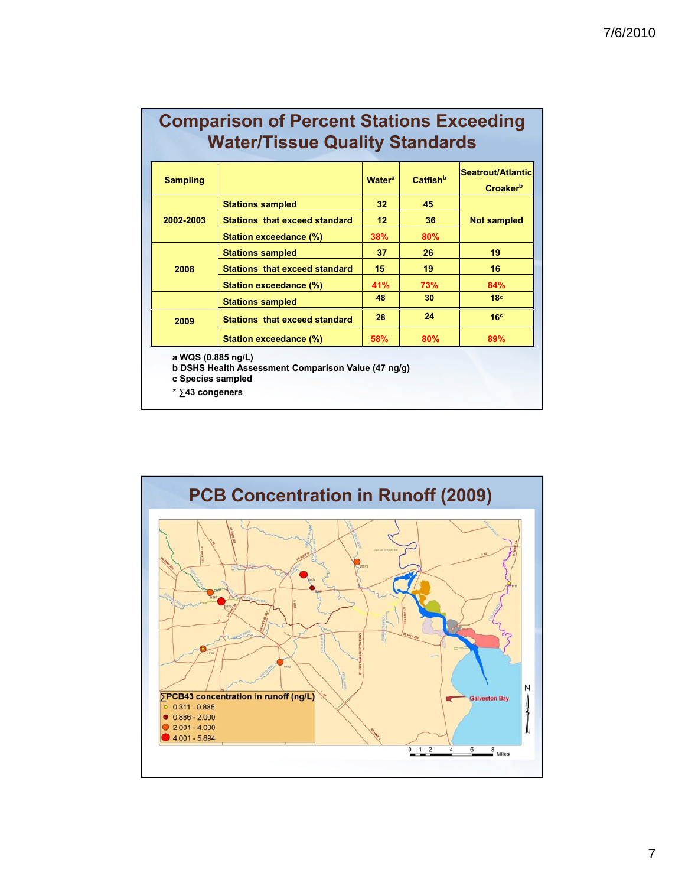# Comparison of Percent Stations Exceeding Water/Tissue Quality Standards

| Sampling | | Water[a] | Catfish[b] | Seatrout/Atlantic Croaker[b] |
|---|---|---|---|---|
| 2002-2003 | Stations sampled | 32 | 45 | Not sampled |
| | Stations that exceed standard | 12 | 36 | |
| | Station exceedance (%) | 38% | 80% | |
| 2008 | Stations sampled | 37 | 26 | 19 |
| | Stations that exceed standard | 15 | 19 | 16 |
| | Station exceedance (%) | 41% | 73% | 84% |
| 2009 | Stations sampled | 48 | 30 | 18[c] |
| | Stations that exceed standard | 28 | 24 | 16[c] |
| | Station exceedance (%) | 58% | 80% | 89% |

a WQS (0.885 ng/L)
b DSHS Health Assessment Comparison Value (47 ng/g)
c Species sampled
* ∑43 congeners

# PCB Concentration in Runoff (2009)

∑PCB43 concentration in runoff (ng/L)
- 0.311 - 0.885
- 0.886 - 2.000
- 2.001 - 4.000
- 4.001 - 5.894

Galveston Bay

0 1 2 4 6 8 Miles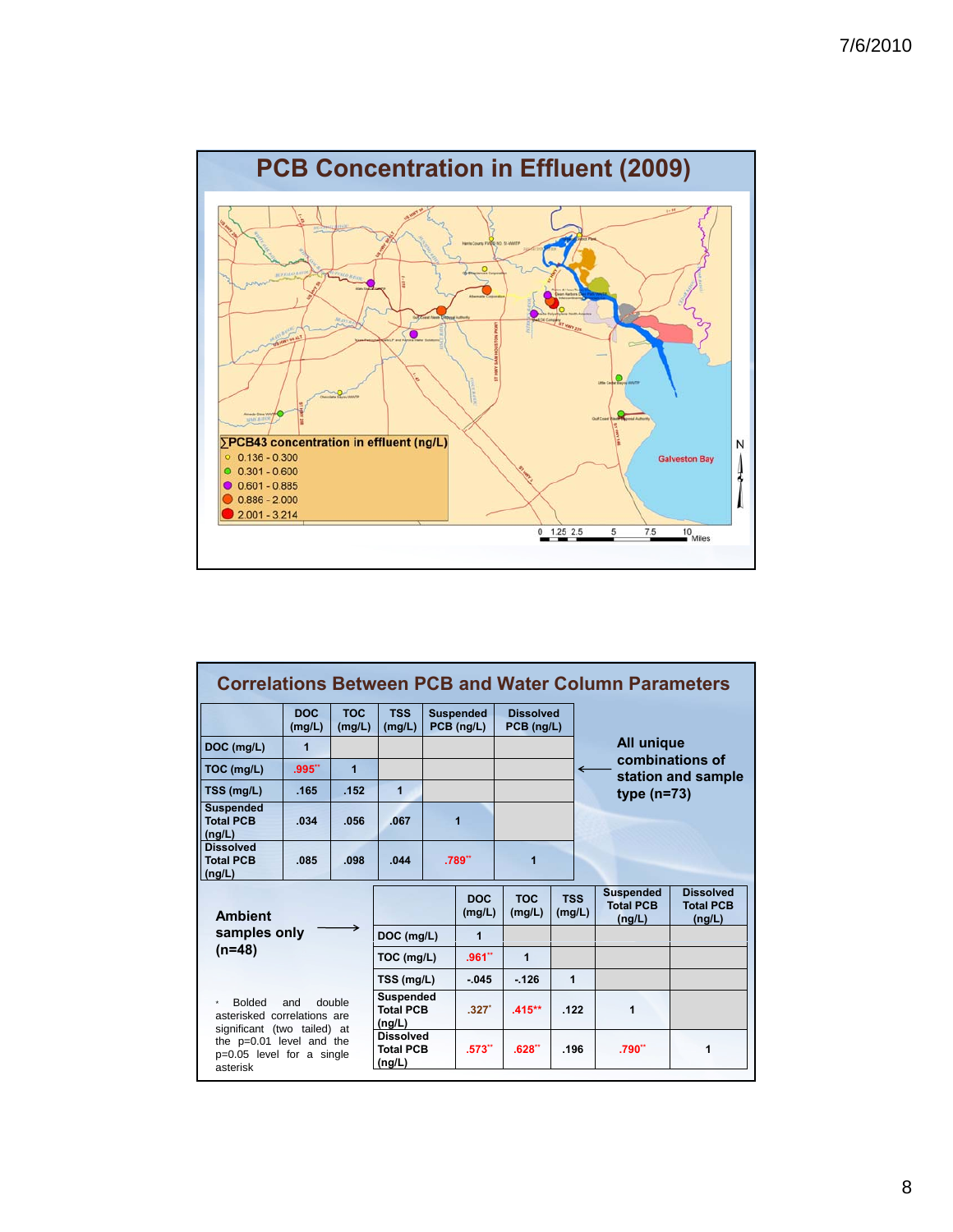## PCB Concentration in Effluent (2009)

∑PCB43 concentration in effluent (ng/L)

- 0.136 - 0.300
- 0.301 - 0.600
- 0.601 - 0.885
- 0.886 - 2.000
- 2.001 - 3.214

Galveston Bay

0 1.25 2.5 5 7.5 10 Miles

## Correlations Between PCB and Water Column Parameters

All unique combinations of station and sample type (n=73)

| | DOC (mg/L) | TOC (mg/L) | TSS (mg/L) | Suspended PCB (ng/L) | Dissolved PCB (ng/L) |
|---|---|---|---|---|---|
| DOC (mg/L) | 1 | | | | |
| TOC (mg/L) | .995** | 1 | | | |
| TSS (mg/L) | .165 | .152 | 1 | | |
| Suspended Total PCB (ng/L) | .034 | .056 | .067 | 1 | |
| Dissolved Total PCB (ng/L) | .085 | .098 | .044 | .789** | 1 |

Ambient samples only (n=48)

| | DOC (mg/L) | TOC (mg/L) | TSS (mg/L) | Suspended Total PCB (ng/L) | Dissolved Total PCB (ng/L) |
|---|---|---|---|---|---|
| DOC (mg/L) | 1 | | | | |
| TOC (mg/L) | .961** | 1 | | | |
| TSS (mg/L) | -.045 | -.126 | 1 | | |
| Suspended Total PCB (ng/L) | .327* | .415** | .122 | 1 | |
| Dissolved Total PCB (ng/L) | .573** | .628** | .196 | .790** | 1 |

* Bolded and double asterisked correlations are significant (two tailed) at the p=0.01 level and the p=0.05 level for a single asterisk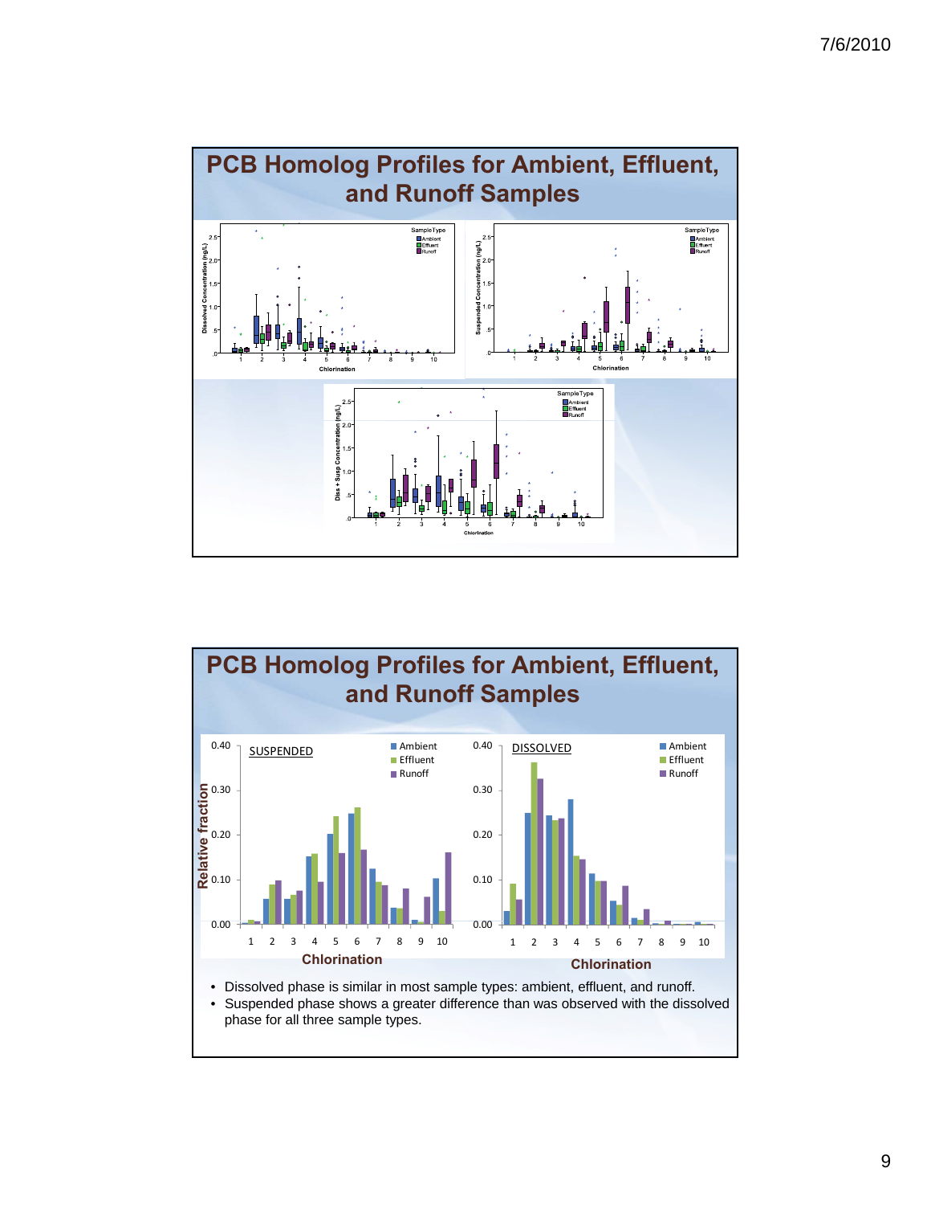## PCB Homolog Profiles for Ambient, Effluent, and Runoff Samples

## PCB Homolog Profiles for Ambient, Effluent, and Runoff Samples

- Dissolved phase is similar in most sample types: ambient, effluent, and runoff.
- Suspended phase shows a greater difference than was observed with the dissolved phase for all three sample types.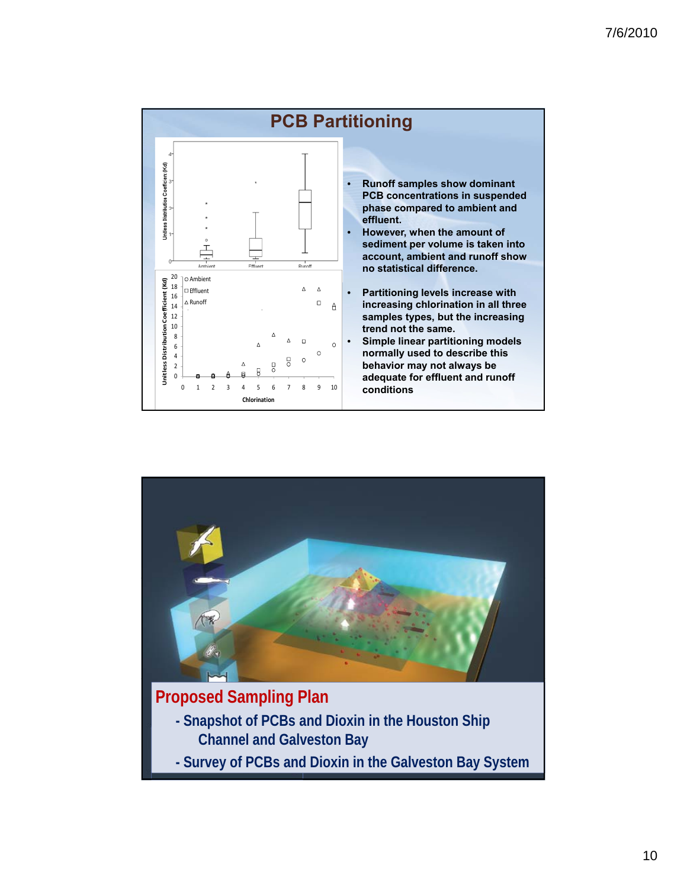## PCB Partitioning

- Runoff samples show dominant PCB concentrations in suspended phase compared to ambient and effluent.
- However, when the amount of sediment per volume is taken into account, ambient and runoff show no statistical difference.
- Partitioning levels increase with increasing chlorination in all three samples types, but the increasing trend not the same.
- Simple linear partitioning models normally used to describe this behavior may not always be adequate for effluent and runoff conditions

## Proposed Sampling Plan

- Snapshot of PCBs and Dioxin in the Houston Ship Channel and Galveston Bay
- Survey of PCBs and Dioxin in the Galveston Bay System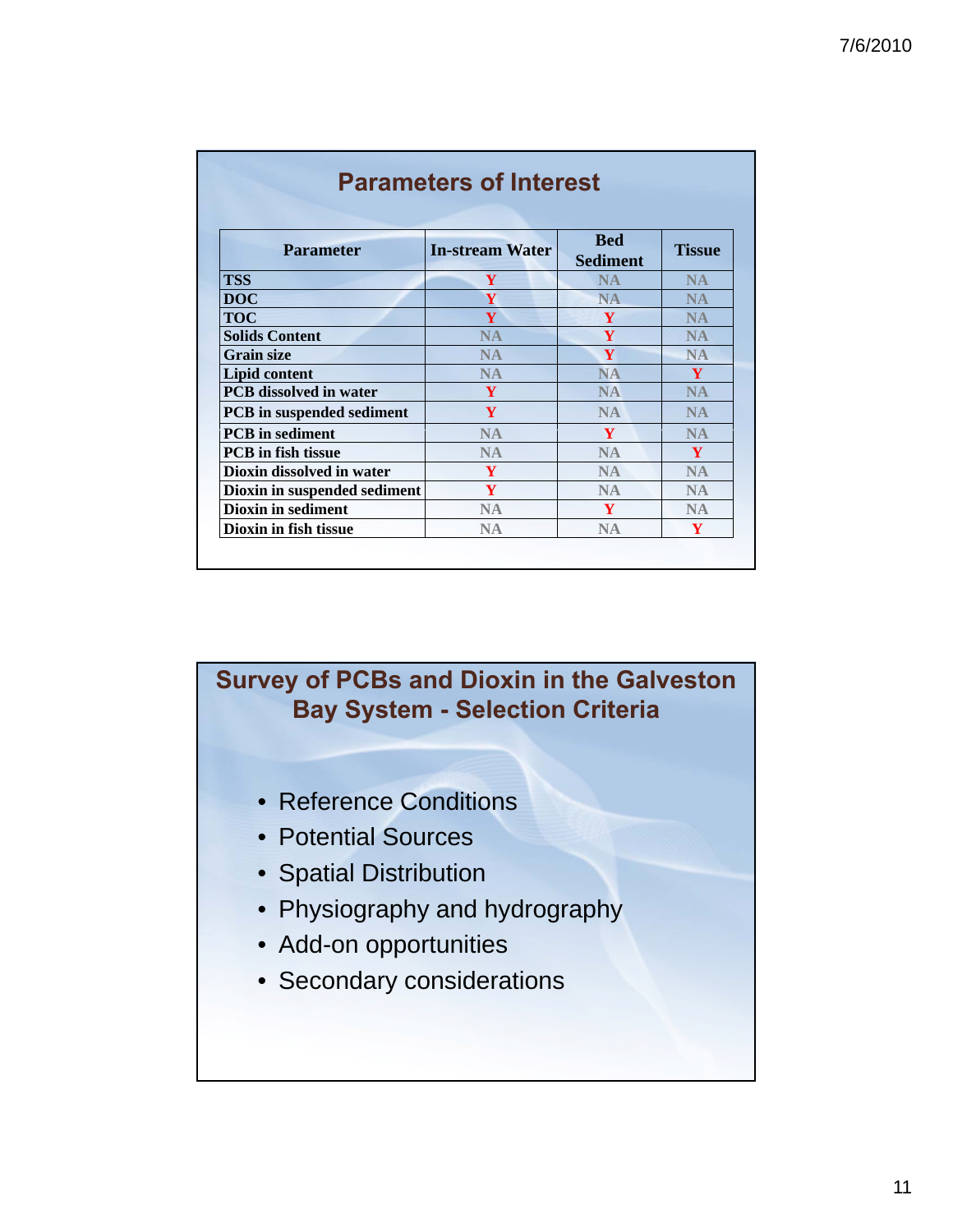## Parameters of Interest

| Parameter | In-stream Water | Bed Sediment | Tissue |
|---|---|---|---|
| TSS | Y | NA | NA |
| DOC | Y | NA | NA |
| TOC | Y | Y | NA |
| Solids Content | NA | Y | NA |
| Grain size | NA | Y | NA |
| Lipid content | NA | NA | Y |
| PCB dissolved in water | Y | NA | NA |
| PCB in suspended sediment | Y | NA | NA |
| PCB in sediment | NA | Y | NA |
| PCB in fish tissue | NA | NA | Y |
| Dioxin dissolved in water | Y | NA | NA |
| Dioxin in suspended sediment | Y | NA | NA |
| Dioxin in sediment | NA | Y | NA |
| Dioxin in fish tissue | NA | NA | Y |

## Survey of PCBs and Dioxin in the Galveston Bay System - Selection Criteria

- Reference Conditions
- Potential Sources
- Spatial Distribution
- Physiography and hydrography
- Add-on opportunities
- Secondary considerations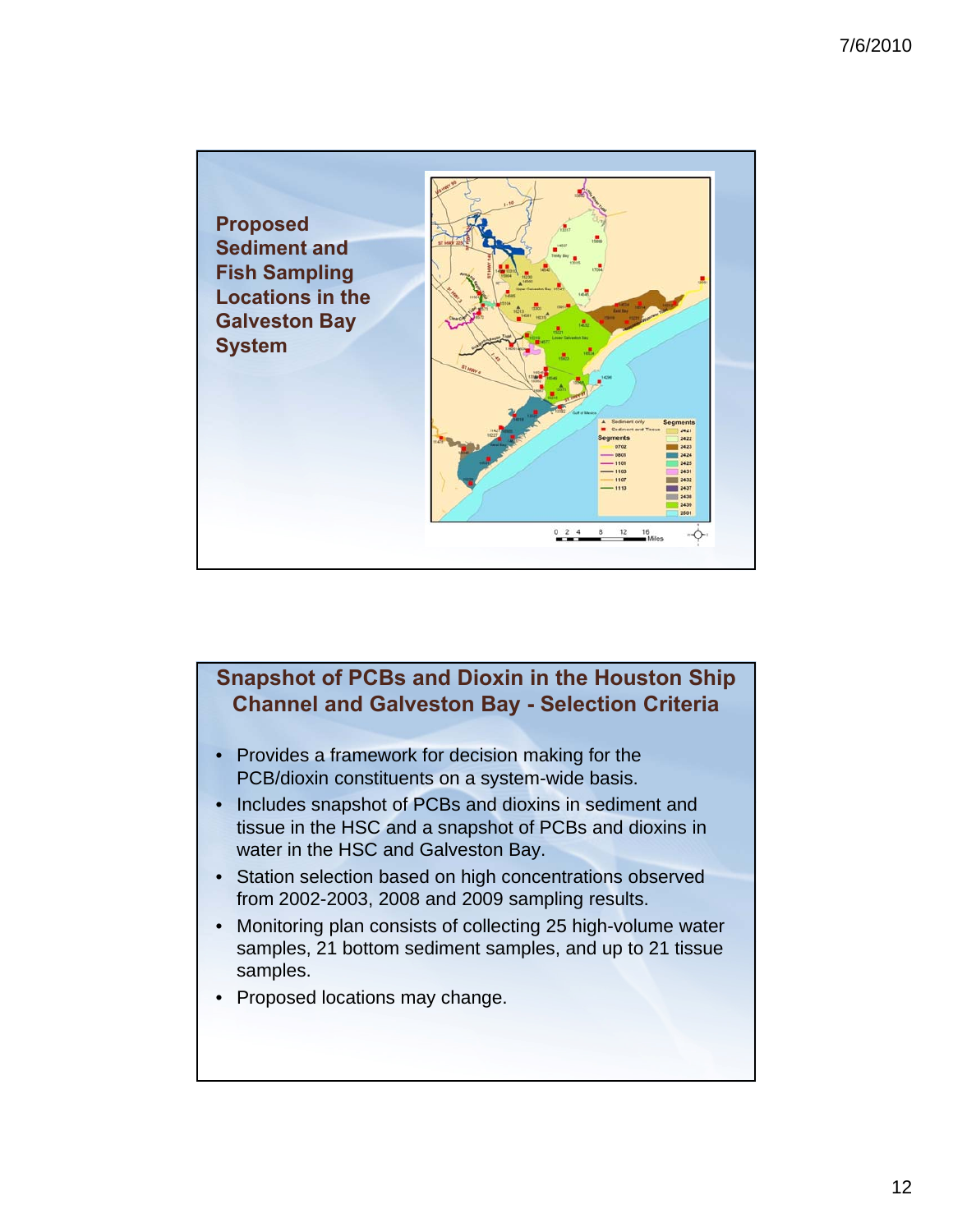## Proposed Sediment and Fish Sampling Locations in the Galveston Bay System

## Snapshot of PCBs and Dioxin in the Houston Ship Channel and Galveston Bay - Selection Criteria

- Provides a framework for decision making for the PCB/dioxin constituents on a system-wide basis.
- Includes snapshot of PCBs and dioxins in sediment and tissue in the HSC and a snapshot of PCBs and dioxins in water in the HSC and Galveston Bay.
- Station selection based on high concentrations observed from 2002-2003, 2008 and 2009 sampling results.
- Monitoring plan consists of collecting 25 high-volume water samples, 21 bottom sediment samples, and up to 21 tissue samples.
- Proposed locations may change.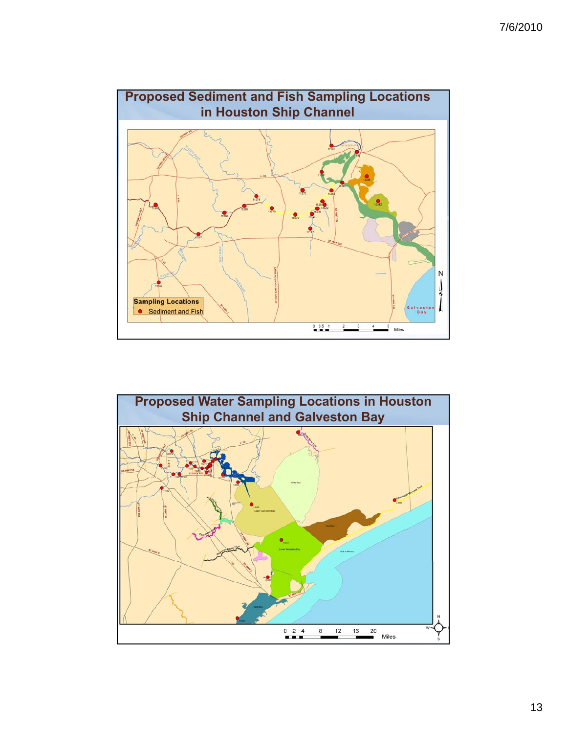## Proposed Sediment and Fish Sampling Locations in Houston Ship Channel

Sampling Locations

Sediment and Fish

0 0.5 1 2 3 4 5 Miles

Galveston Bay

## Proposed Water Sampling Locations in Houston Ship Channel and Galveston Bay

0 2 4 8 12 16 20 Miles